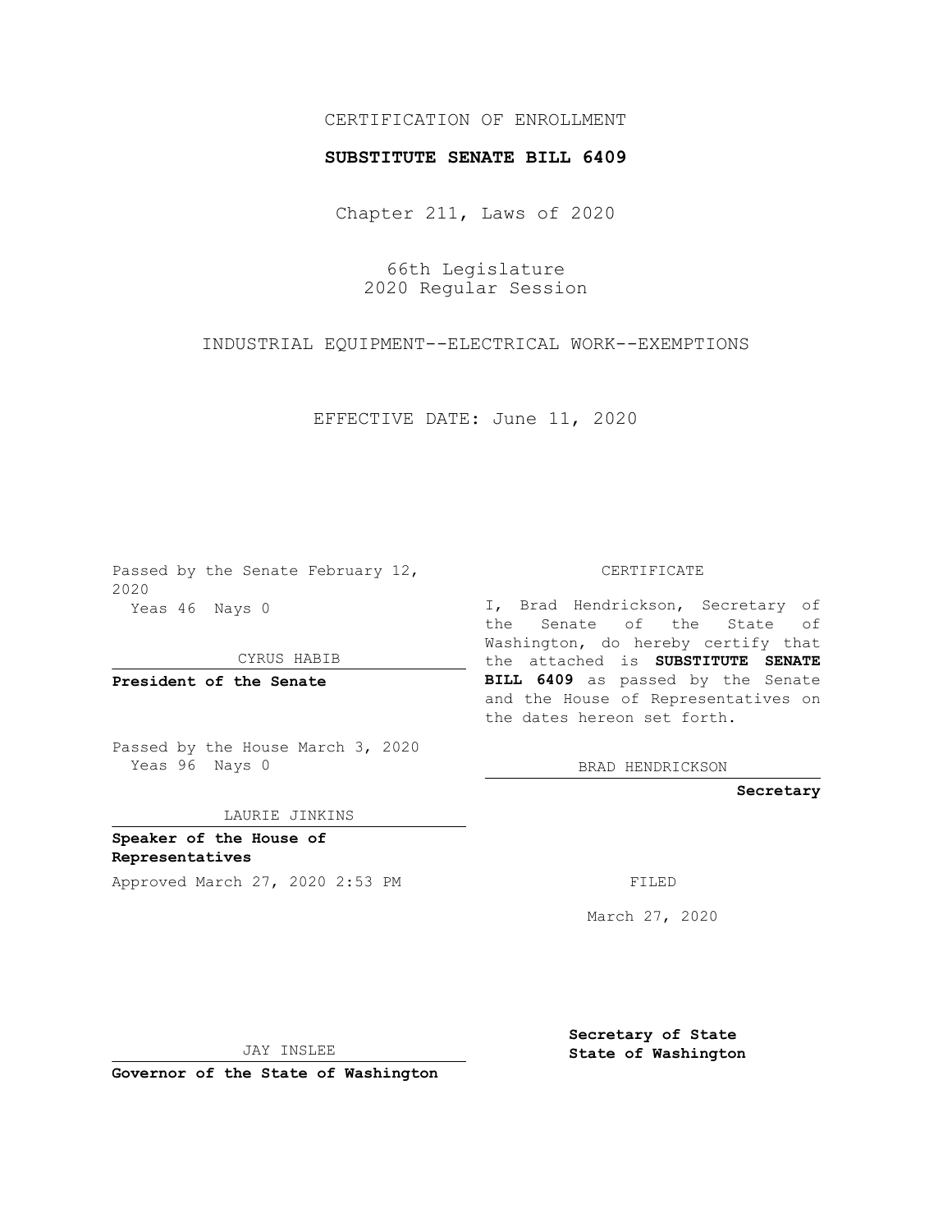CERTIFICATION OF ENROLLMENT

**SUBSTITUTE SENATE BILL 6409**

Chapter 211, Laws of 2020

66th Legislature
2020 Regular Session

INDUSTRIAL EQUIPMENT--ELECTRICAL WORK--EXEMPTIONS

EFFECTIVE DATE: June 11, 2020

Passed by the Senate February 12, 2020
Yeas 46 Nays 0

CYRUS HABIB

**President of the Senate**

Passed by the House March 3, 2020
Yeas 96 Nays 0

LAURIE JINKINS

**Speaker of the House of Representatives**

Approved March 27, 2020 2:53 PM

JAY INSLEE

**Governor of the State of Washington**

CERTIFICATE

I, Brad Hendrickson, Secretary of the Senate of the State of Washington, do hereby certify that the attached is **SUBSTITUTE SENATE BILL 6409** as passed by the Senate and the House of Representatives on the dates hereon set forth.

BRAD HENDRICKSON

**Secretary**

FILED

March 27, 2020

**Secretary of State**
**State of Washington**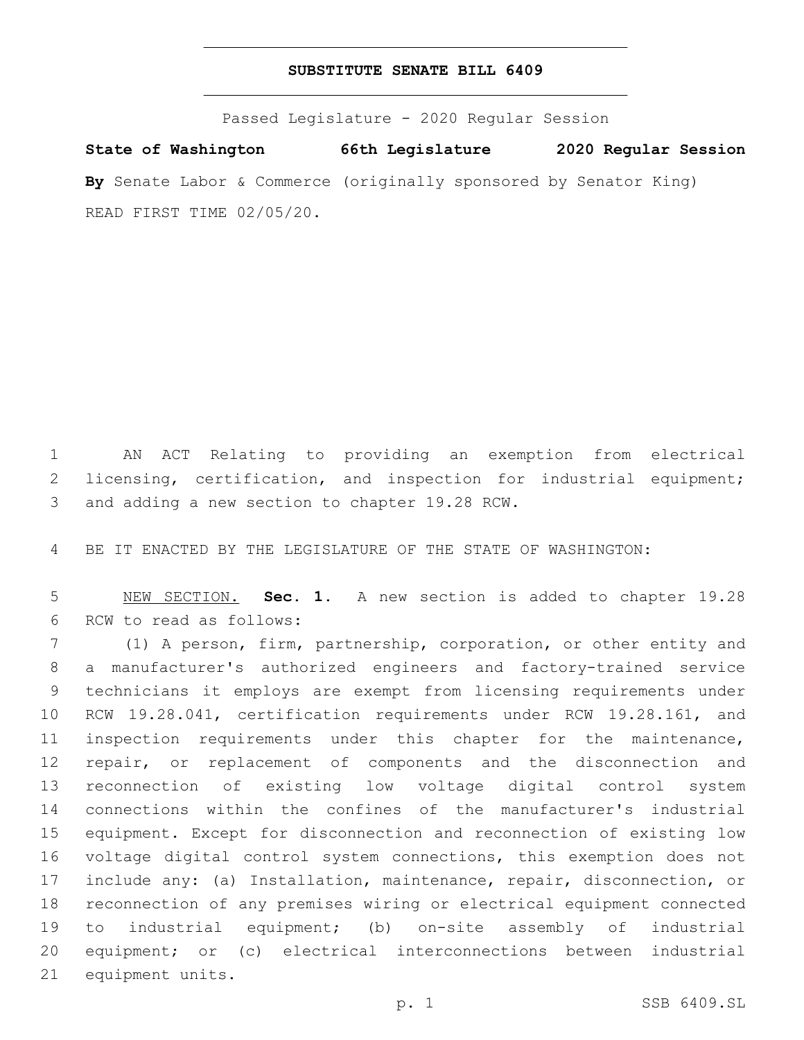# SUBSTITUTE SENATE BILL 6409

Passed Legislature - 2020 Regular Session

**State of Washington 66th Legislature 2020 Regular Session**

**By** Senate Labor & Commerce (originally sponsored by Senator King)

READ FIRST TIME 02/05/20.

AN ACT Relating to providing an exemption from electrical licensing, certification, and inspection for industrial equipment; and adding a new section to chapter 19.28 RCW.

BE IT ENACTED BY THE LEGISLATURE OF THE STATE OF WASHINGTON:

NEW SECTION. **Sec. 1.** A new section is added to chapter 19.28 RCW to read as follows:

(1) A person, firm, partnership, corporation, or other entity and a manufacturer's authorized engineers and factory-trained service technicians it employs are exempt from licensing requirements under RCW 19.28.041, certification requirements under RCW 19.28.161, and inspection requirements under this chapter for the maintenance, repair, or replacement of components and the disconnection and reconnection of existing low voltage digital control system connections within the confines of the manufacturer's industrial equipment. Except for disconnection and reconnection of existing low voltage digital control system connections, this exemption does not include any: (a) Installation, maintenance, repair, disconnection, or reconnection of any premises wiring or electrical equipment connected to industrial equipment; (b) on-site assembly of industrial equipment; or (c) electrical interconnections between industrial equipment units.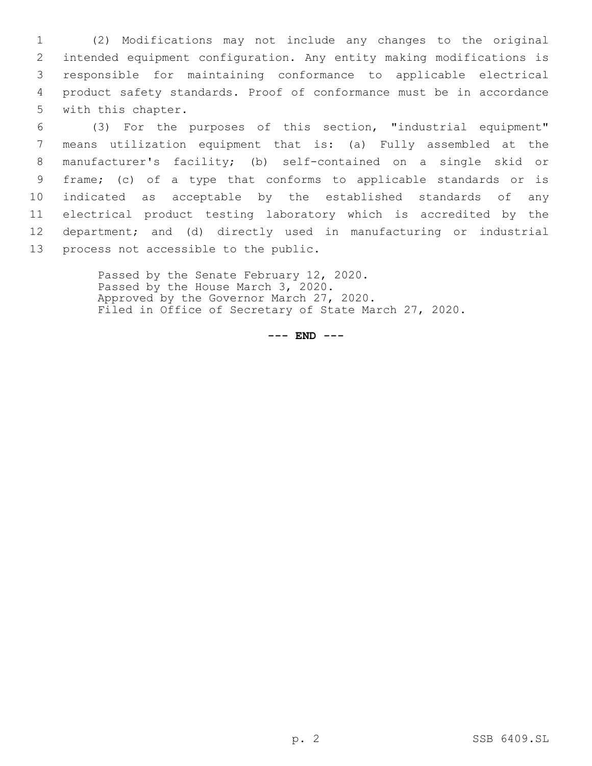(2) Modifications may not include any changes to the original intended equipment configuration. Any entity making modifications is responsible for maintaining conformance to applicable electrical product safety standards. Proof of conformance must be in accordance with this chapter.

(3) For the purposes of this section, "industrial equipment" means utilization equipment that is: (a) Fully assembled at the manufacturer's facility; (b) self-contained on a single skid or frame; (c) of a type that conforms to applicable standards or is indicated as acceptable by the established standards of any electrical product testing laboratory which is accredited by the department; and (d) directly used in manufacturing or industrial process not accessible to the public.

Passed by the Senate February 12, 2020.
Passed by the House March 3, 2020.
Approved by the Governor March 27, 2020.
Filed in Office of Secretary of State March 27, 2020.

**--- END ---**